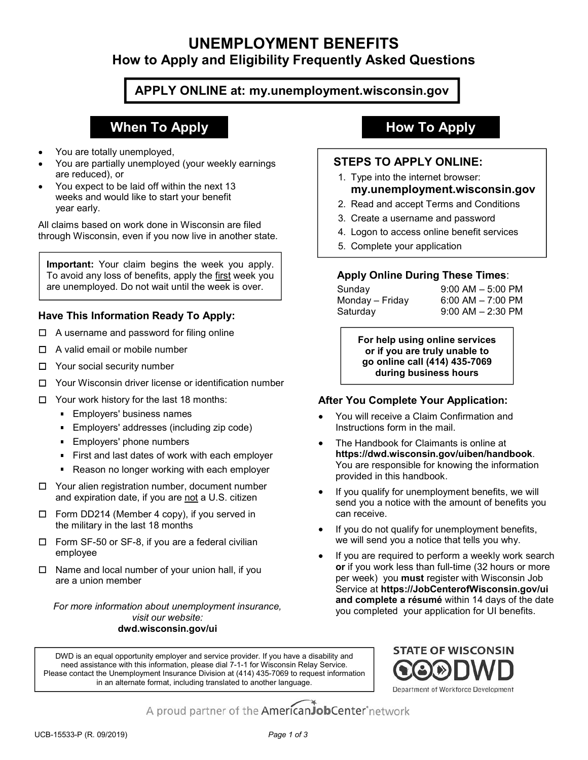# UNEMPLOYMENT BENEFITS

## How to Apply and Eligibility Frequently Asked Questions

**APPLY ONLINE at: my.unemployment.wisconsin.gov**

## When To Apply

- You are totally unemployed,
- You are partially unemployed (your weekly earnings are reduced), or
- You expect to be laid off within the next 13 weeks and would like to start your benefit year early.

All claims based on work done in Wisconsin are filed through Wisconsin, even if you now live in another state.

> **Important:** Your claim begins the week you apply. To avoid any loss of benefits, apply the first week you are unemployed. Do not wait until the week is over.

### Have This Information Ready To Apply:

- ☐ A username and password for filing online
- ☐ A valid email or mobile number
- ☐ Your social security number
- ☐ Your Wisconsin driver license or identification number
- ☐ Your work history for the last 18 months:
  - Employers' business names
  - Employers' addresses (including zip code)
  - Employers' phone numbers
  - First and last dates of work with each employer
  - Reason no longer working with each employer
- ☐ Your alien registration number, document number and expiration date, if you are not a U.S. citizen
- ☐ Form DD214 (Member 4 copy), if you served in the military in the last 18 months
- ☐ Form SF-50 or SF-8, if you are a federal civilian employee
- ☐ Name and local number of your union hall, if you are a union member

*For more information about unemployment insurance, visit our website:*
**dwd.wisconsin.gov/ui**

## How To Apply

### STEPS TO APPLY ONLINE:

1. Type into the internet browser: **my.unemployment.wisconsin.gov**
2. Read and accept Terms and Conditions
3. Create a username and password
4. Logon to access online benefit services
5. Complete your application

### Apply Online During These Times:

| | |
|---|---|
| Sunday | 9:00 AM – 5:00 PM |
| Monday – Friday | 6:00 AM – 7:00 PM |
| Saturday | 9:00 AM – 2:30 PM |

**For help using online services or if you are truly unable to go online call (414) 435-7069 during business hours**

### After You Complete Your Application:

- You will receive a Claim Confirmation and Instructions form in the mail.
- The Handbook for Claimants is online at **https://dwd.wisconsin.gov/uiben/handbook**. You are responsible for knowing the information provided in this handbook.
- If you qualify for unemployment benefits, we will send you a notice with the amount of benefits you can receive.
- If you do not qualify for unemployment benefits, we will send you a notice that tells you why.
- If you are required to perform a weekly work search **or** if you work less than full-time (32 hours or more per week) you **must** register with Wisconsin Job Service at **https://JobCenterofWisconsin.gov/ui and complete a résumé** within 14 days of the date you completed your application for UI benefits.

DWD is an equal opportunity employer and service provider. If you have a disability and need assistance with this information, please dial 7-1-1 for Wisconsin Relay Service. Please contact the Unemployment Insurance Division at (414) 435-7069 to request information in an alternate format, including translated to another language.

STATE OF WISCONSIN DWD
Department of Workforce Development

A proud partner of the AmericanJobCenter network

UCB-15533-P (R. 09/2019)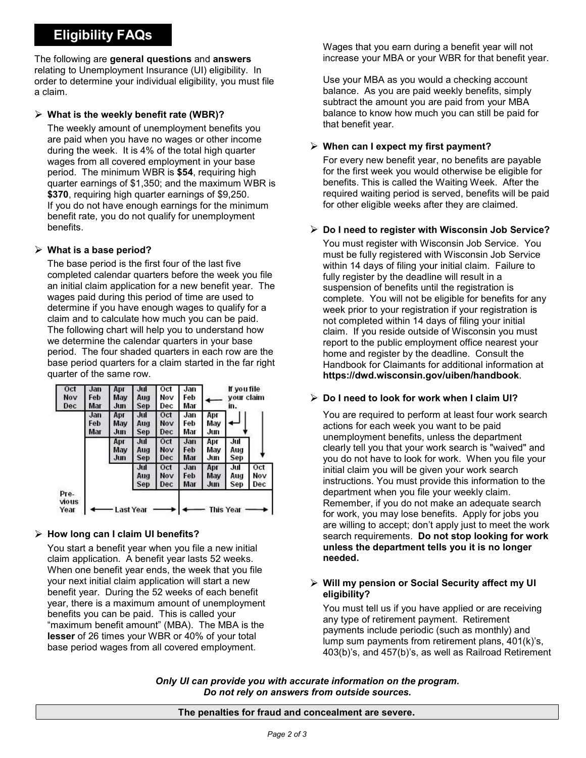## Eligibility FAQs

The following are **general questions** and **answers** relating to Unemployment Insurance (UI) eligibility. In order to determine your individual eligibility, you must file a claim.

- **What is the weekly benefit rate (WBR)?**

  The weekly amount of unemployment benefits you are paid when you have no wages or other income during the week. It is 4% of the total high quarter wages from all covered employment in your base period. The minimum WBR is **$54**, requiring high quarter earnings of $1,350; and the maximum WBR is **$370**, requiring high quarter earnings of $9,250. If you do not have enough earnings for the minimum benefit rate, you do not qualify for unemployment benefits.

- **What is a base period?**

  The base period is the first four of the last five completed calendar quarters before the week you file an initial claim application for a new benefit year. The wages paid during this period of time are used to determine if you have enough wages to qualify for a claim and to calculate how much you can be paid. The following chart will help you to understand how we determine the calendar quarters in your base period. The four shaded quarters in each row are the base period quarters for a claim started in the far right quarter of the same row.

| Previous Year | Last Year | | | | This Year | | | |
|---|---|---|---|---|---|---|---|---|
| Oct Nov Dec | Jan Feb Mar | Apr May Jun | Jul Aug Sep | Oct Nov Dec | Jan Feb Mar | ← If you file your claim in. | | |
| | Jan Feb Mar | Apr May Jun | Jul Aug Sep | Oct Nov Dec | Jan Feb Mar | Apr May Jun | | |
| | | Apr May Jun | Jul Aug Sep | Oct Nov Dec | Jan Feb Mar | Apr May Jun | Jul Aug Sep | |
| | | | Jul Aug Sep | Oct Nov Dec | Jan Feb Mar | Apr May Jun | Jul Aug Sep | Oct Nov Dec |

- **How long can I claim UI benefits?**

  You start a benefit year when you file a new initial claim application. A benefit year lasts 52 weeks. When one benefit year ends, the week that you file your next initial claim application will start a new benefit year. During the 52 weeks of each benefit year, there is a maximum amount of unemployment benefits you can be paid. This is called your "maximum benefit amount" (MBA). The MBA is the **lesser** of 26 times your WBR or 40% of your total base period wages from all covered employment.

  Wages that you earn during a benefit year will not increase your MBA or your WBR for that benefit year.

  Use your MBA as you would a checking account balance. As you are paid weekly benefits, simply subtract the amount you are paid from your MBA balance to know how much you can still be paid for that benefit year.

- **When can I expect my first payment?**

  For every new benefit year, no benefits are payable for the first week you would otherwise be eligible for benefits. This is called the Waiting Week. After the required waiting period is served, benefits will be paid for other eligible weeks after they are claimed.

- **Do I need to register with Wisconsin Job Service?**

  You must register with Wisconsin Job Service. You must be fully registered with Wisconsin Job Service within 14 days of filing your initial claim. Failure to fully register by the deadline will result in a suspension of benefits until the registration is complete. You will not be eligible for benefits for any week prior to your registration if your registration is not completed within 14 days of filing your initial claim. If you reside outside of Wisconsin you must report to the public employment office nearest your home and register by the deadline. Consult the Handbook for Claimants for additional information at **https://dwd.wisconsin.gov/uiben/handbook**.

- **Do I need to look for work when I claim UI?**

  You are required to perform at least four work search actions for each week you want to be paid unemployment benefits, unless the department clearly tell you that your work search is "waived" and you do not have to look for work. When you file your initial claim you will be given your work search instructions. You must provide this information to the department when you file your weekly claim. Remember, if you do not make an adequate search for work, you may lose benefits. Apply for jobs you are willing to accept; don't apply just to meet the work search requirements. **Do not stop looking for work unless the department tells you it is no longer needed.**

- **Will my pension or Social Security affect my UI eligibility?**

  You must tell us if you have applied or are receiving any type of retirement payment. Retirement payments include periodic (such as monthly) and lump sum payments from retirement plans, 401(k)'s, 403(b)'s, and 457(b)'s, as well as Railroad Retirement

***Only UI can provide you with accurate information on the program. Do not rely on answers from outside sources.***

**The penalties for fraud and concealment are severe.**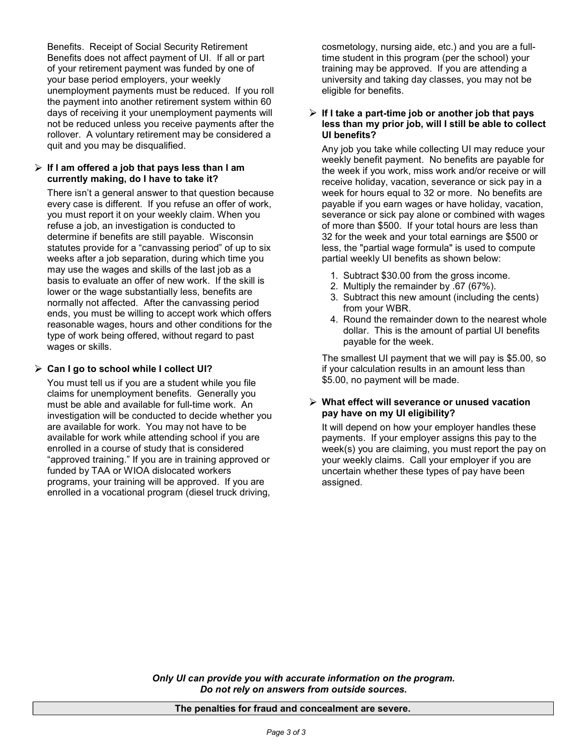Benefits. Receipt of Social Security Retirement Benefits does not affect payment of UI. If all or part of your retirement payment was funded by one of your base period employers, your weekly unemployment payments must be reduced. If you roll the payment into another retirement system within 60 days of receiving it your unemployment payments will not be reduced unless you receive payments after the rollover. A voluntary retirement may be considered a quit and you may be disqualified.

- **If I am offered a job that pays less than I am currently making, do I have to take it?**

  There isn't a general answer to that question because every case is different. If you refuse an offer of work, you must report it on your weekly claim. When you refuse a job, an investigation is conducted to determine if benefits are still payable. Wisconsin statutes provide for a "canvassing period" of up to six weeks after a job separation, during which time you may use the wages and skills of the last job as a basis to evaluate an offer of new work. If the skill is lower or the wage substantially less, benefits are normally not affected. After the canvassing period ends, you must be willing to accept work which offers reasonable wages, hours and other conditions for the type of work being offered, without regard to past wages or skills.

- **Can I go to school while I collect UI?**

  You must tell us if you are a student while you file claims for unemployment benefits. Generally you must be able and available for full-time work. An investigation will be conducted to decide whether you are available for work. You may not have to be available for work while attending school if you are enrolled in a course of study that is considered "approved training." If you are in training approved or funded by TAA or WIOA dislocated workers programs, your training will be approved. If you are enrolled in a vocational program (diesel truck driving, cosmetology, nursing aide, etc.) and you are a full-time student in this program (per the school) your training may be approved. If you are attending a university and taking day classes, you may not be eligible for benefits.

- **If I take a part-time job or another job that pays less than my prior job, will I still be able to collect UI benefits?**

  Any job you take while collecting UI may reduce your weekly benefit payment. No benefits are payable for the week if you work, miss work and/or receive or will receive holiday, vacation, severance or sick pay in a week for hours equal to 32 or more. No benefits are payable if you earn wages or have holiday, vacation, severance or sick pay alone or combined with wages of more than $500. If your total hours are less than 32 for the week and your total earnings are $500 or less, the "partial wage formula" is used to compute partial weekly UI benefits as shown below:

  1. Subtract $30.00 from the gross income.
  2. Multiply the remainder by .67 (67%).
  3. Subtract this new amount (including the cents) from your WBR.
  4. Round the remainder down to the nearest whole dollar. This is the amount of partial UI benefits payable for the week.

  The smallest UI payment that we will pay is $5.00, so if your calculation results in an amount less than $5.00, no payment will be made.

- **What effect will severance or unused vacation pay have on my UI eligibility?**

  It will depend on how your employer handles these payments. If your employer assigns this pay to the week(s) you are claiming, you must report the pay on your weekly claims. Call your employer if you are uncertain whether these types of pay have been assigned.

***Only UI can provide you with accurate information on the program.***
***Do not rely on answers from outside sources.***

**The penalties for fraud and concealment are severe.**